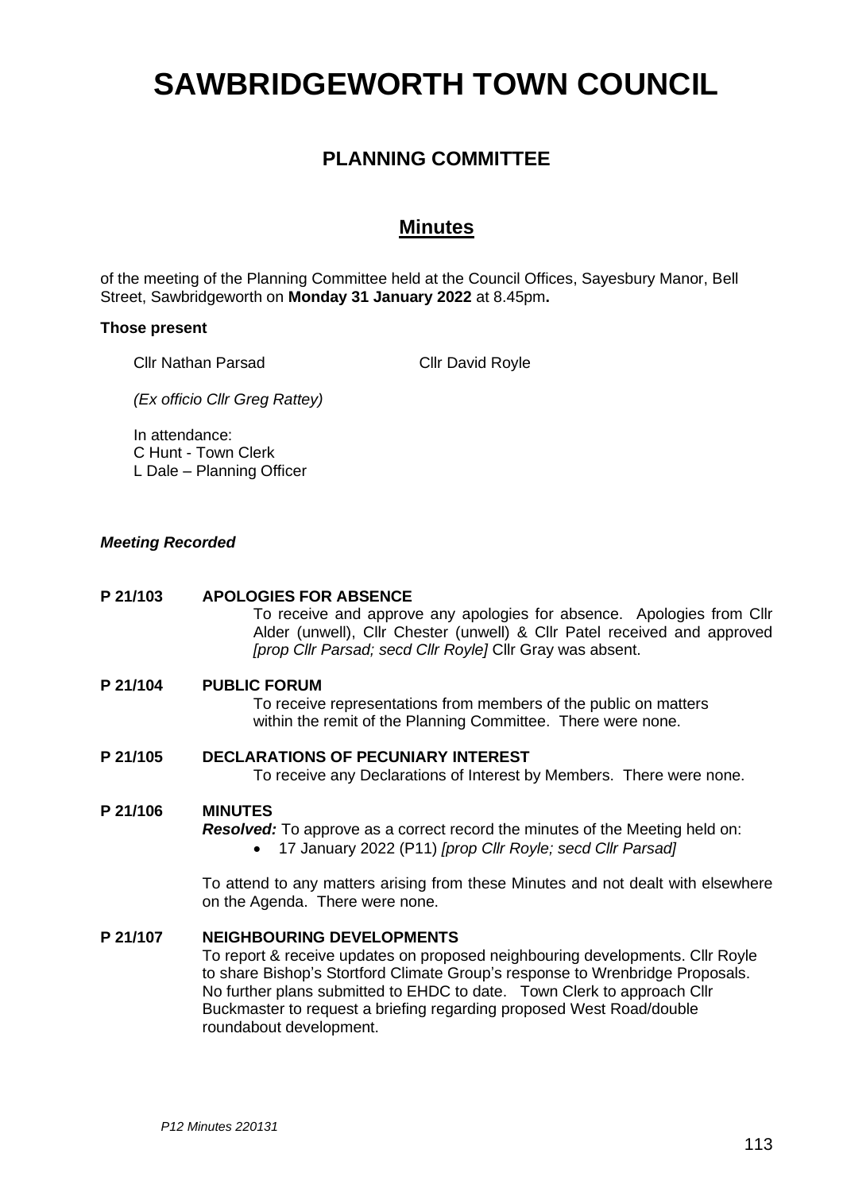// 'P12 Minutes 220131' and page number 113 omitted as running footer/page number.
# SAWBRIDGEWORTH TOWN COUNCIL

## PLANNING COMMITTEE

## Minutes

of the meeting of the Planning Committee held at the Council Offices, Sayesbury Manor, Bell Street, Sawbridgeworth on **Monday 31 January 2022** at 8.45pm**.**

**Those present**

Cllr Nathan Parsad    Cllr David Royle

*(Ex officio Cllr Greg Rattey)*

In attendance:
C Hunt - Town Clerk
L Dale – Planning Officer

***Meeting Recorded***

**P 21/103 APOLOGIES FOR ABSENCE**

To receive and approve any apologies for absence. Apologies from Cllr Alder (unwell), Cllr Chester (unwell) & Cllr Patel received and approved *[prop Cllr Parsad; secd Cllr Royle]* Cllr Gray was absent.

**P 21/104 PUBLIC FORUM**

To receive representations from members of the public on matters within the remit of the Planning Committee. There were none.

**P 21/105 DECLARATIONS OF PECUNIARY INTEREST**

To receive any Declarations of Interest by Members. There were none.

**P 21/106 MINUTES**

***Resolved:*** To approve as a correct record the minutes of the Meeting held on:

- 17 January 2022 (P11) *[prop Cllr Royle; secd Cllr Parsad]*

To attend to any matters arising from these Minutes and not dealt with elsewhere on the Agenda. There were none.

**P 21/107 NEIGHBOURING DEVELOPMENTS**

To report & receive updates on proposed neighbouring developments. Cllr Royle to share Bishop's Stortford Climate Group's response to Wrenbridge Proposals. No further plans submitted to EHDC to date. Town Clerk to approach Cllr Buckmaster to request a briefing regarding proposed West Road/double roundabout development.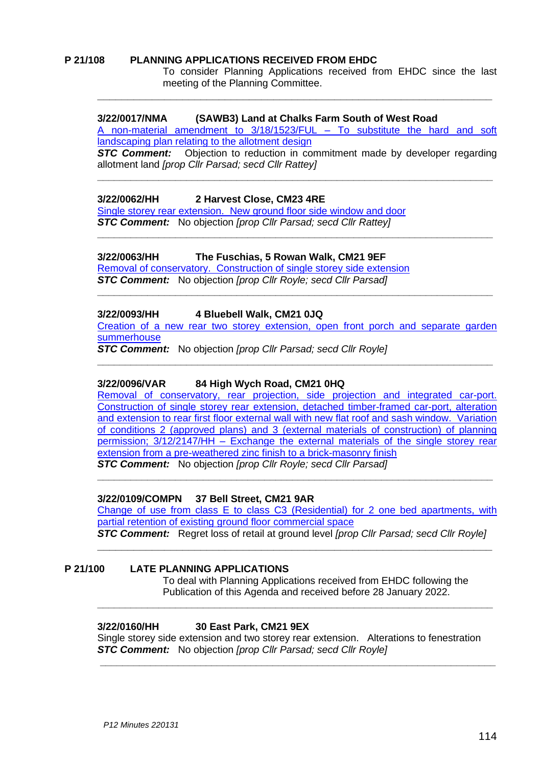**P 21/108 PLANNING APPLICATIONS RECEIVED FROM EHDC**

To consider Planning Applications received from EHDC since the last meeting of the Planning Committee.

---

**3/22/0017/NMA (SAWB3) Land at Chalks Farm South of West Road**

A non-material amendment to 3/18/1523/FUL – To substitute the hard and soft landscaping plan relating to the allotment design

***STC Comment:*** Objection to reduction in commitment made by developer regarding allotment land *[prop Cllr Parsad; secd Cllr Rattey]*

---

**3/22/0062/HH 2 Harvest Close, CM23 4RE**

Single storey rear extension. New ground floor side window and door

***STC Comment:*** No objection *[prop Cllr Parsad; secd Cllr Rattey]*

---

**3/22/0063/HH The Fuschias, 5 Rowan Walk, CM21 9EF**

Removal of conservatory. Construction of single storey side extension

***STC Comment:*** No objection *[prop Cllr Royle; secd Cllr Parsad]*

---

**3/22/0093/HH 4 Bluebell Walk, CM21 0JQ**

Creation of a new rear two storey extension, open front porch and separate garden summerhouse

***STC Comment:*** No objection *[prop Cllr Parsad; secd Cllr Royle]*

---

**3/22/0096/VAR 84 High Wych Road, CM21 0HQ**

Removal of conservatory, rear projection, side projection and integrated car-port. Construction of single storey rear extension, detached timber-framed car-port, alteration and extension to rear first floor external wall with new flat roof and sash window. Variation of conditions 2 (approved plans) and 3 (external materials of construction) of planning permission; 3/12/2147/HH – Exchange the external materials of the single storey rear extension from a pre-weathered zinc finish to a brick-masonry finish

***STC Comment:*** No objection *[prop Cllr Royle; secd Cllr Parsad]*

---

**3/22/0109/COMPN 37 Bell Street, CM21 9AR**

Change of use from class E to class C3 (Residential) for 2 one bed apartments, with partial retention of existing ground floor commercial space

***STC Comment:*** Regret loss of retail at ground level *[prop Cllr Parsad; secd Cllr Royle]*

---

**P 21/100 LATE PLANNING APPLICATIONS**

To deal with Planning Applications received from EHDC following the Publication of this Agenda and received before 28 January 2022.

---

**3/22/0160/HH 30 East Park, CM21 9EX**

Single storey side extension and two storey rear extension. Alterations to fenestration

***STC Comment:*** No objection *[prop Cllr Parsad; secd Cllr Royle]*

---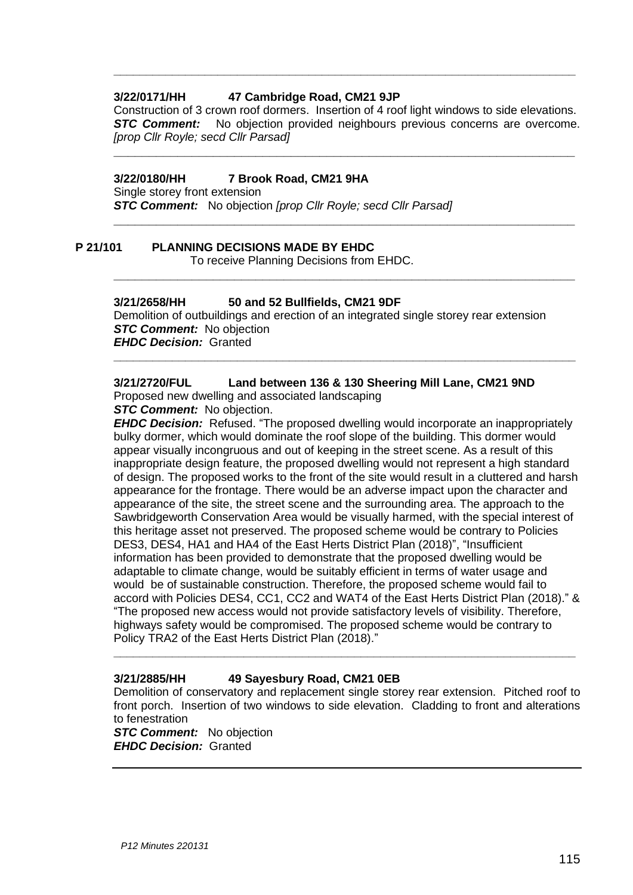---

**3/22/0171/HH 47 Cambridge Road, CM21 9JP**

Construction of 3 crown roof dormers. Insertion of 4 roof light windows to side elevations.
***STC Comment:*** No objection provided neighbours previous concerns are overcome. *[prop Cllr Royle; secd Cllr Parsad]*

---

**3/22/0180/HH 7 Brook Road, CM21 9HA**

Single storey front extension
***STC Comment:*** No objection *[prop Cllr Royle; secd Cllr Parsad]*

---

**P 21/101 PLANNING DECISIONS MADE BY EHDC**

To receive Planning Decisions from EHDC.

---

**3/21/2658/HH 50 and 52 Bullfields, CM21 9DF**

Demolition of outbuildings and erection of an integrated single storey rear extension
***STC Comment:*** No objection
***EHDC Decision:*** Granted

---

**3/21/2720/FUL Land between 136 & 130 Sheering Mill Lane, CM21 9ND**

Proposed new dwelling and associated landscaping
***STC Comment:*** No objection.
***EHDC Decision:*** Refused. "The proposed dwelling would incorporate an inappropriately bulky dormer, which would dominate the roof slope of the building. This dormer would appear visually incongruous and out of keeping in the street scene. As a result of this inappropriate design feature, the proposed dwelling would not represent a high standard of design. The proposed works to the front of the site would result in a cluttered and harsh appearance for the frontage. There would be an adverse impact upon the character and appearance of the site, the street scene and the surrounding area. The approach to the Sawbridgeworth Conservation Area would be visually harmed, with the special interest of this heritage asset not preserved. The proposed scheme would be contrary to Policies DES3, DES4, HA1 and HA4 of the East Herts District Plan (2018)", "Insufficient information has been provided to demonstrate that the proposed dwelling would be adaptable to climate change, would be suitably efficient in terms of water usage and would be of sustainable construction. Therefore, the proposed scheme would fail to accord with Policies DES4, CC1, CC2 and WAT4 of the East Herts District Plan (2018)." & "The proposed new access would not provide satisfactory levels of visibility. Therefore, highways safety would be compromised. The proposed scheme would be contrary to Policy TRA2 of the East Herts District Plan (2018)."

---

**3/21/2885/HH 49 Sayesbury Road, CM21 0EB**

Demolition of conservatory and replacement single storey rear extension. Pitched roof to front porch. Insertion of two windows to side elevation. Cladding to front and alterations to fenestration
***STC Comment:*** No objection
***EHDC Decision:*** Granted

---

*P12 Minutes 220131*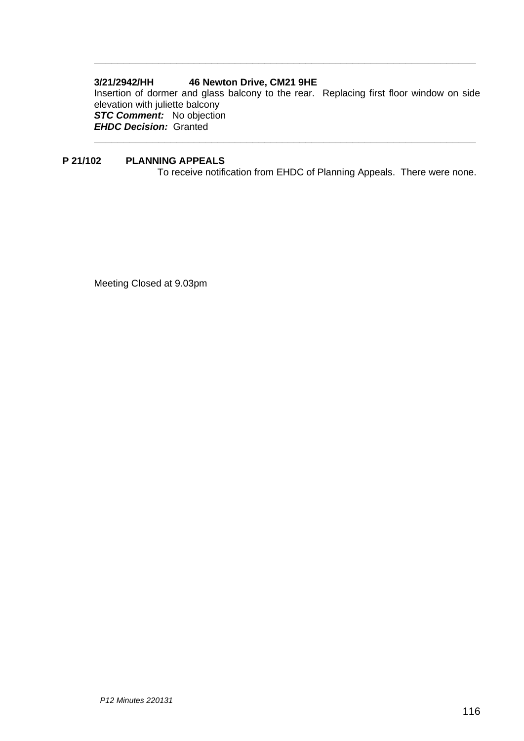---

**3/21/2942/HH 46 Newton Drive, CM21 9HE**

Insertion of dormer and glass balcony to the rear. Replacing first floor window on side elevation with juliette balcony

***STC Comment:*** No objection

***EHDC Decision:*** Granted

---

**P 21/102 PLANNING APPEALS**

To receive notification from EHDC of Planning Appeals. There were none.

Meeting Closed at 9.03pm